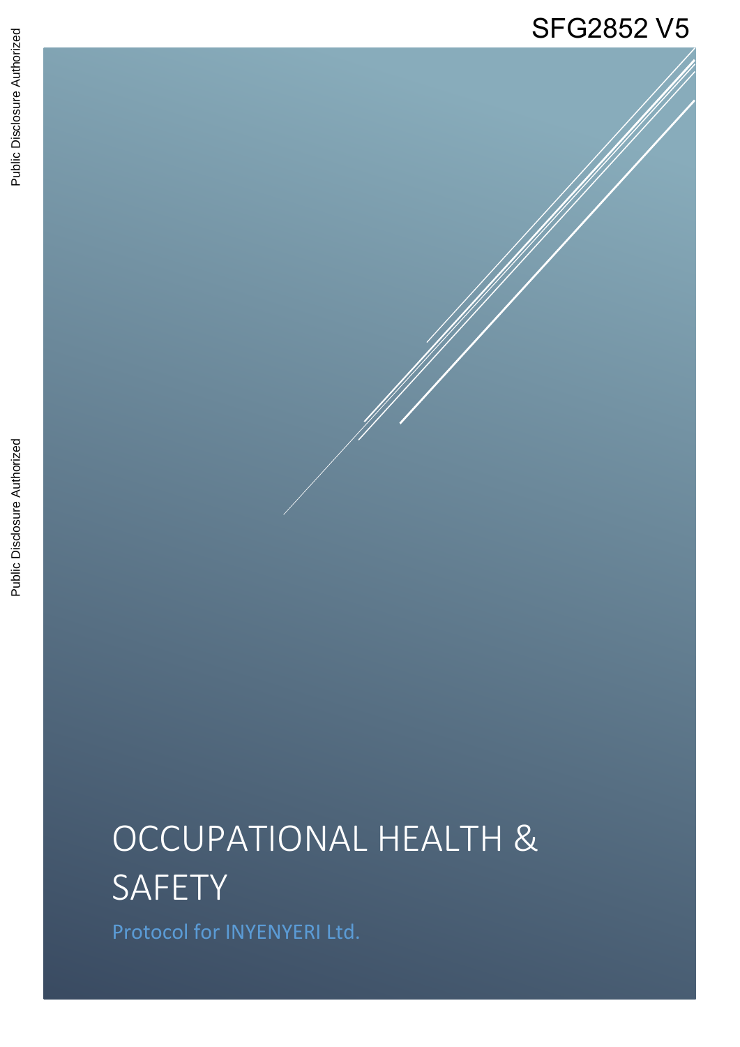SFG2852 V5

# OCCUPATIONAL HEALTH & SAFETY

Protocol for INYENYERI Ltd.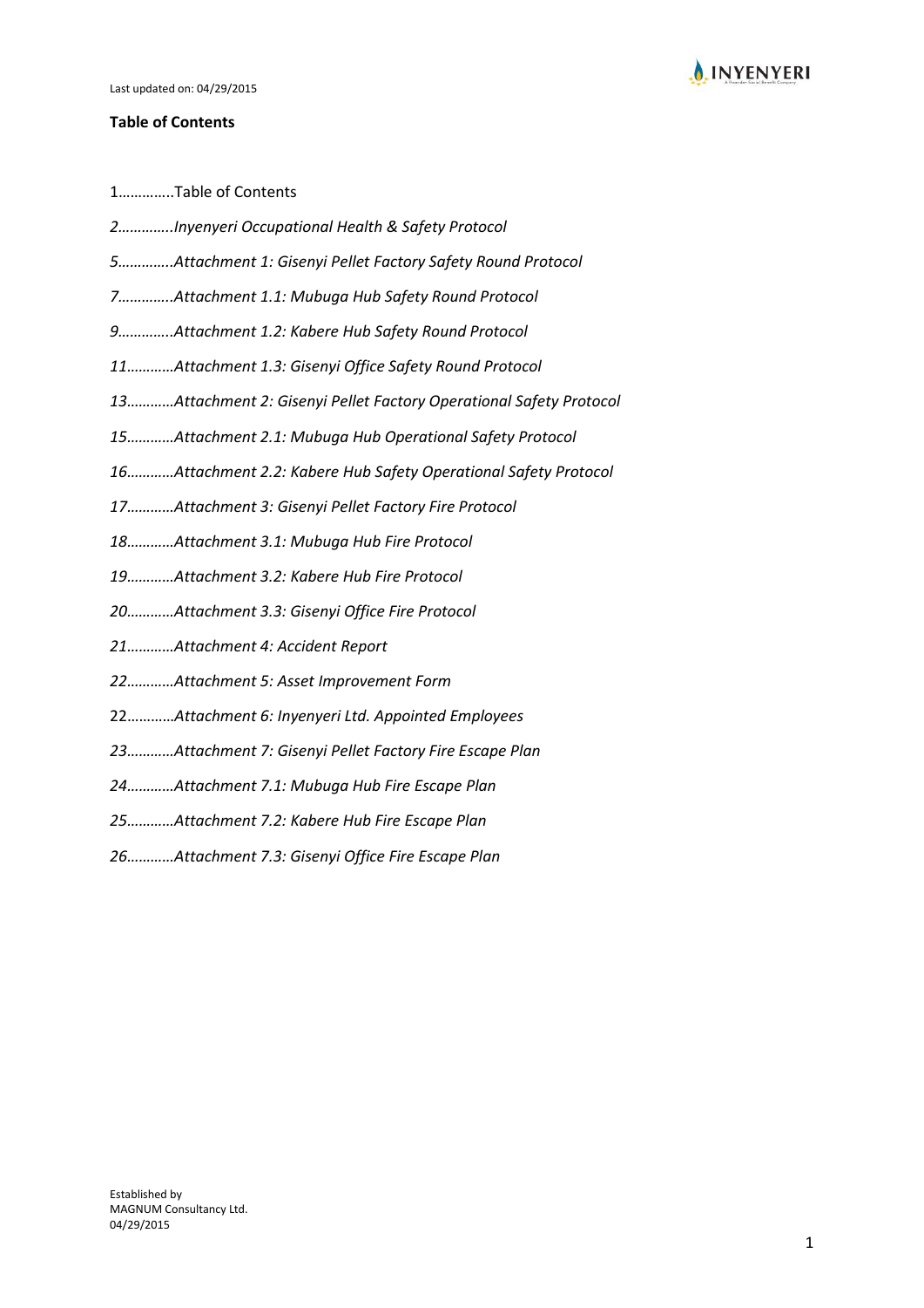**Table of Contents**

1…………..Table of Contents

*2…………..Inyenyeri Occupational Health & Safety Protocol*

*5…………..Attachment 1: Gisenyi Pellet Factory Safety Round Protocol*

*7…………..Attachment 1.1: Mubuga Hub Safety Round Protocol*

*9…………..Attachment 1.2: Kabere Hub Safety Round Protocol*

*11…………Attachment 1.3: Gisenyi Office Safety Round Protocol*

*13…………Attachment 2: Gisenyi Pellet Factory Operational Safety Protocol*

*15…………Attachment 2.1: Mubuga Hub Operational Safety Protocol*

*16…………Attachment 2.2: Kabere Hub Safety Operational Safety Protocol*

*17…………Attachment 3: Gisenyi Pellet Factory Fire Protocol*

*18…………Attachment 3.1: Mubuga Hub Fire Protocol*

*19…………Attachment 3.2: Kabere Hub Fire Protocol*

*20…………Attachment 3.3: Gisenyi Office Fire Protocol*

*21…………Attachment 4: Accident Report*

*22…………Attachment 5: Asset Improvement Form*

22…………*Attachment 6: Inyenyeri Ltd. Appointed Employees*

*23…………Attachment 7: Gisenyi Pellet Factory Fire Escape Plan*

*24…………Attachment 7.1: Mubuga Hub Fire Escape Plan*

*25…………Attachment 7.2: Kabere Hub Fire Escape Plan*

*26…………Attachment 7.3: Gisenyi Office Fire Escape Plan*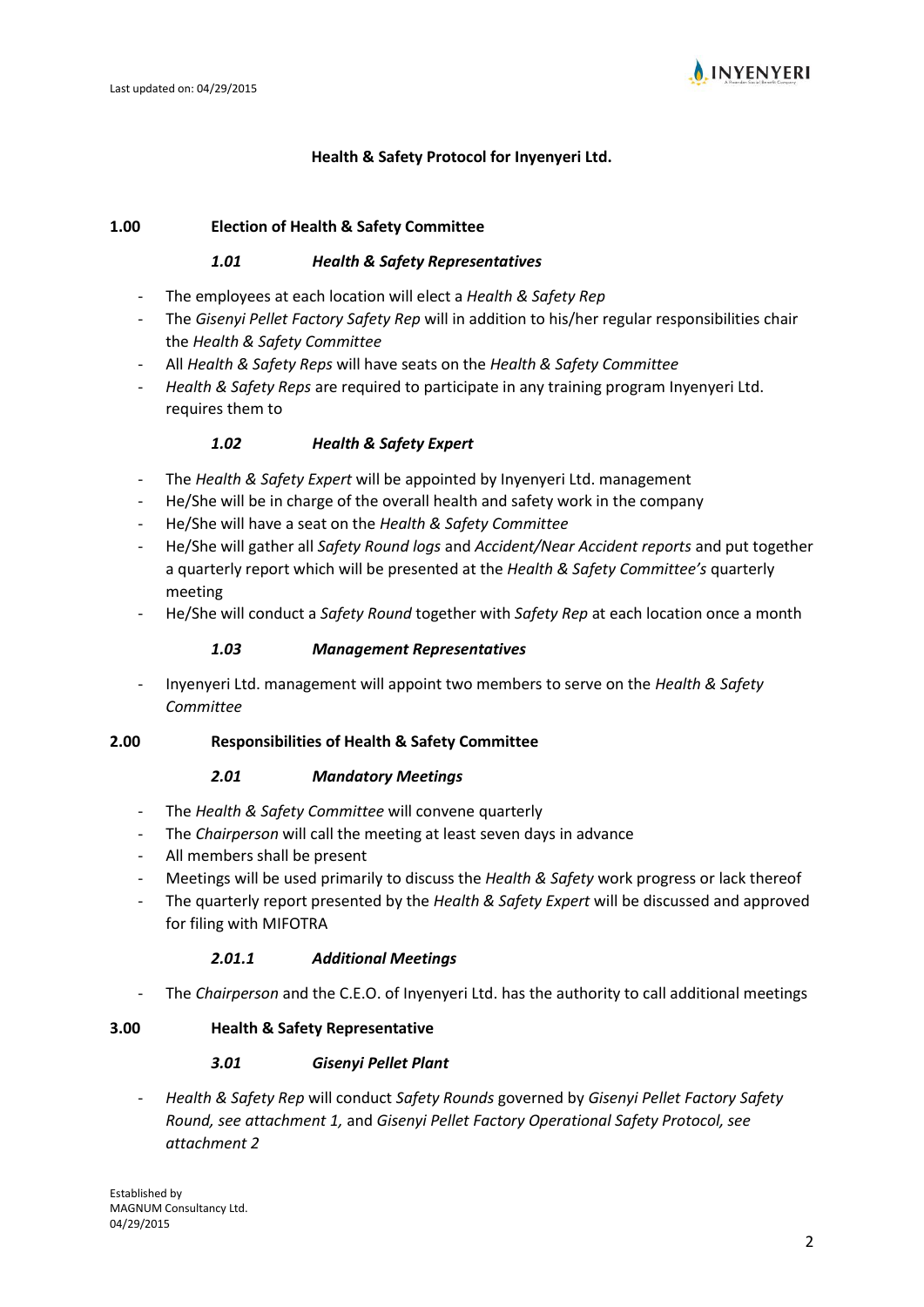## Health & Safety Protocol for Inyenyeri Ltd.

### 1.00 Election of Health & Safety Committee

#### *1.01 Health & Safety Representatives*

- The employees at each location will elect a *Health & Safety Rep*
- The *Gisenyi Pellet Factory Safety Rep* will in addition to his/her regular responsibilities chair the *Health & Safety Committee*
- All *Health & Safety Reps* will have seats on the *Health & Safety Committee*
- *Health & Safety Reps* are required to participate in any training program Inyenyeri Ltd. requires them to

#### *1.02 Health & Safety Expert*

- The *Health & Safety Expert* will be appointed by Inyenyeri Ltd. management
- He/She will be in charge of the overall health and safety work in the company
- He/She will have a seat on the *Health & Safety Committee*
- He/She will gather all *Safety Round logs* and *Accident/Near Accident reports* and put together a quarterly report which will be presented at the *Health & Safety Committee's* quarterly meeting
- He/She will conduct a *Safety Round* together with *Safety Rep* at each location once a month

#### *1.03 Management Representatives*

- Inyenyeri Ltd. management will appoint two members to serve on the *Health & Safety Committee*

### 2.00 Responsibilities of Health & Safety Committee

#### *2.01 Mandatory Meetings*

- The *Health & Safety Committee* will convene quarterly
- The *Chairperson* will call the meeting at least seven days in advance
- All members shall be present
- Meetings will be used primarily to discuss the *Health & Safety* work progress or lack thereof
- The quarterly report presented by the *Health & Safety Expert* will be discussed and approved for filing with MIFOTRA

#### *2.01.1 Additional Meetings*

- The *Chairperson* and the C.E.O. of Inyenyeri Ltd. has the authority to call additional meetings

### 3.00 Health & Safety Representative

#### *3.01 Gisenyi Pellet Plant*

- *Health & Safety Rep* will conduct *Safety Rounds* governed by *Gisenyi Pellet Factory Safety Round, see attachment 1,* and *Gisenyi Pellet Factory Operational Safety Protocol, see attachment 2*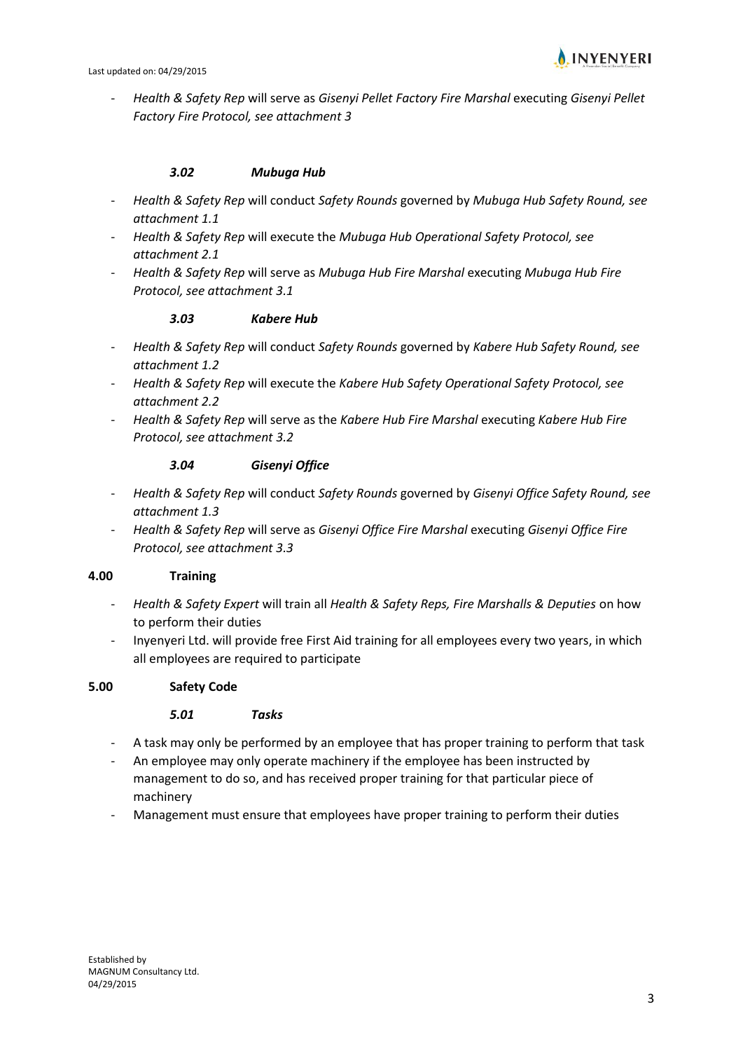- *Health & Safety Rep* will serve as *Gisenyi Pellet Factory Fire Marshal* executing *Gisenyi Pellet Factory Fire Protocol, see attachment 3*

### *3.02 Mubuga Hub*

- *Health & Safety Rep* will conduct *Safety Rounds* governed by *Mubuga Hub Safety Round, see attachment 1.1*
- *Health & Safety Rep* will execute the *Mubuga Hub Operational Safety Protocol, see attachment 2.1*
- *Health & Safety Rep* will serve as *Mubuga Hub Fire Marshal* executing *Mubuga Hub Fire Protocol, see attachment 3.1*

### *3.03 Kabere Hub*

- *Health & Safety Rep* will conduct *Safety Rounds* governed by *Kabere Hub Safety Round, see attachment 1.2*
- *Health & Safety Rep* will execute the *Kabere Hub Safety Operational Safety Protocol, see attachment 2.2*
- *Health & Safety Rep* will serve as the *Kabere Hub Fire Marshal* executing *Kabere Hub Fire Protocol, see attachment 3.2*

### *3.04 Gisenyi Office*

- *Health & Safety Rep* will conduct *Safety Rounds* governed by *Gisenyi Office Safety Round, see attachment 1.3*
- *Health & Safety Rep* will serve as *Gisenyi Office Fire Marshal* executing *Gisenyi Office Fire Protocol, see attachment 3.3*

## **4.00 Training**

- *Health & Safety Expert* will train all *Health & Safety Reps, Fire Marshalls & Deputies* on how to perform their duties
- Inyenyeri Ltd. will provide free First Aid training for all employees every two years, in which all employees are required to participate

## **5.00 Safety Code**

### *5.01 Tasks*

- A task may only be performed by an employee that has proper training to perform that task
- An employee may only operate machinery if the employee has been instructed by management to do so, and has received proper training for that particular piece of machinery
- Management must ensure that employees have proper training to perform their duties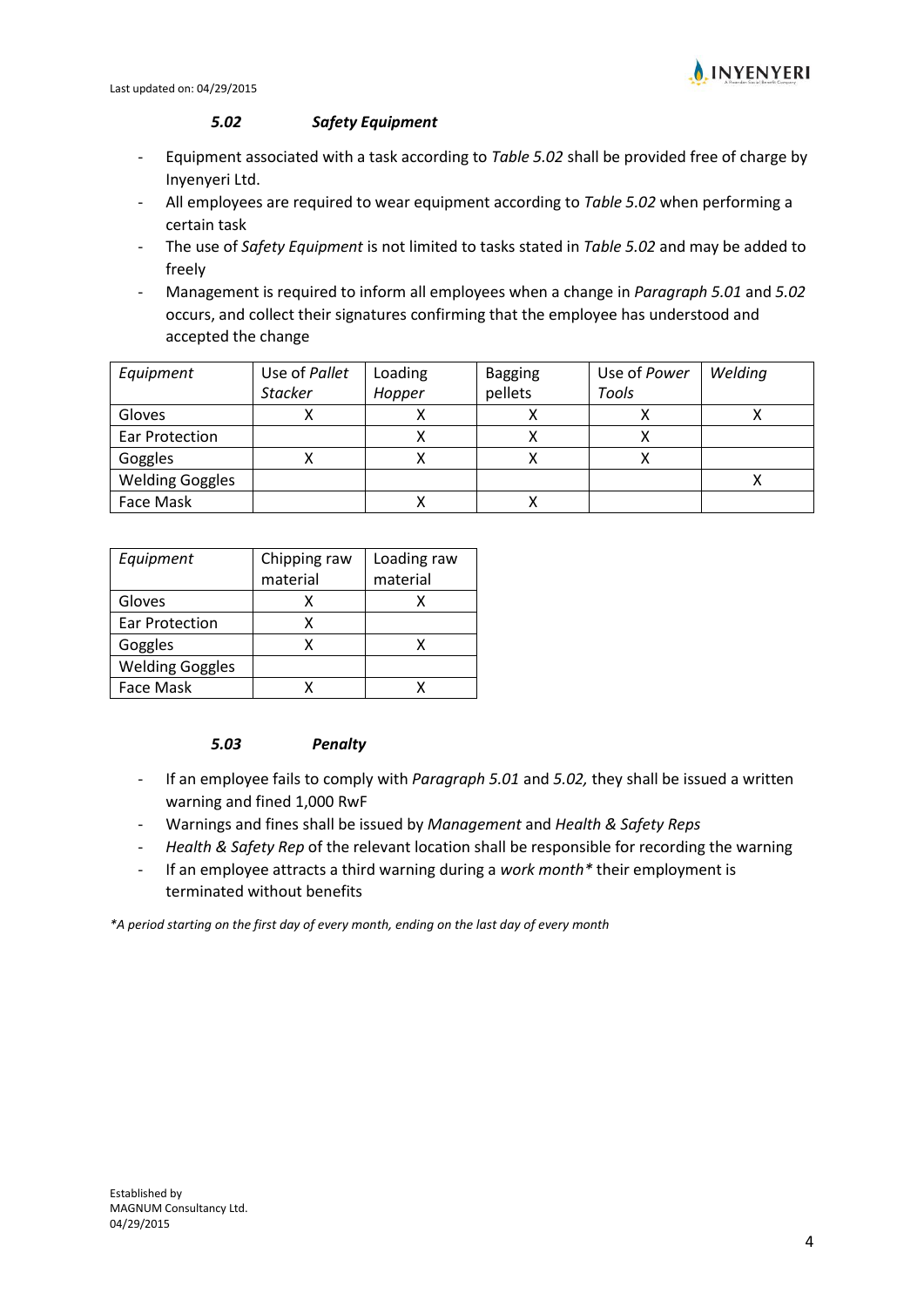### *5.02 Safety Equipment*

- Equipment associated with a task according to *Table 5.02* shall be provided free of charge by Inyenyeri Ltd.
- All employees are required to wear equipment according to *Table 5.02* when performing a certain task
- The use of *Safety Equipment* is not limited to tasks stated in *Table 5.02* and may be added to freely
- Management is required to inform all employees when a change in *Paragraph 5.01* and *5.02* occurs, and collect their signatures confirming that the employee has understood and accepted the change

| *Equipment* | Use of *Pallet Stacker* | Loading *Hopper* | Bagging pellets | Use of *Power Tools* | *Welding* |
|---|---|---|---|---|---|
| Gloves | X | X | X | X | X |
| Ear Protection | | X | X | X | |
| Goggles | X | X | X | X | |
| Welding Goggles | | | | | X |
| Face Mask | | X | X | | |

| *Equipment* | Chipping raw material | Loading raw material |
|---|---|---|
| Gloves | X | X |
| Ear Protection | X | |
| Goggles | X | X |
| Welding Goggles | | |
| Face Mask | X | X |

### *5.03 Penalty*

- If an employee fails to comply with *Paragraph 5.01* and *5.02,* they shall be issued a written warning and fined 1,000 RwF
- Warnings and fines shall be issued by *Management* and *Health & Safety Reps*
- *Health & Safety Rep* of the relevant location shall be responsible for recording the warning
- If an employee attracts a third warning during a *work month** their employment is terminated without benefits

**A period starting on the first day of every month, ending on the last day of every month*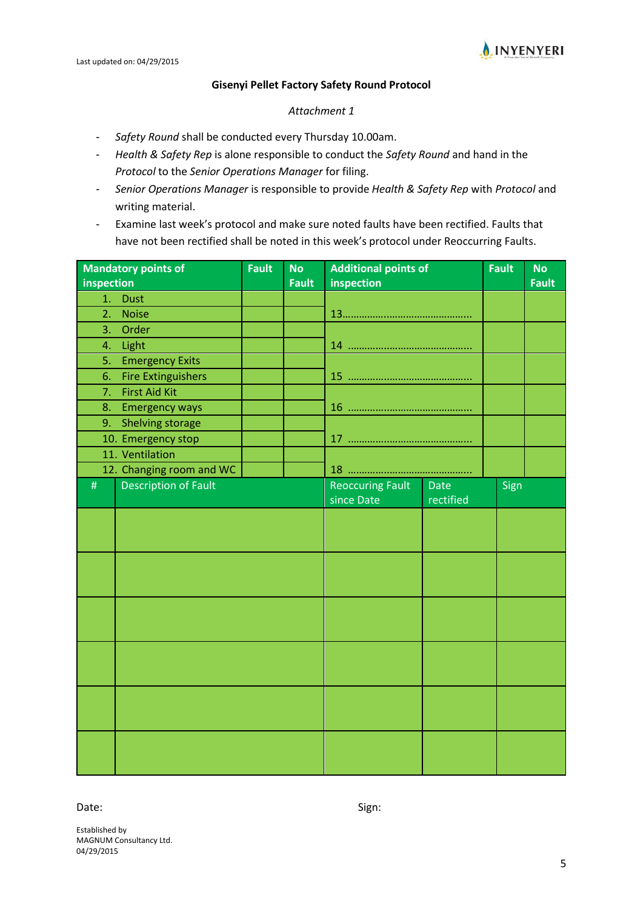Last updated on: 04/29/2015

**Gisenyi Pellet Factory Safety Round Protocol**

*Attachment 1*

- *Safety Round* shall be conducted every Thursday 10.00am.
- *Health & Safety Rep* is alone responsible to conduct the *Safety Round* and hand in the *Protocol* to the *Senior Operations Manager* for filing.
- *Senior Operations Manager* is responsible to provide *Health & Safety Rep* with *Protocol* and writing material.
- Examine last week's protocol and make sure noted faults have been rectified. Faults that have not been rectified shall be noted in this week's protocol under Reoccurring Faults.

| Mandatory points of inspection | Fault | No Fault | Additional points of inspection | Fault | No Fault |
|---|---|---|---|---|---|
| 1. Dust | | | 13………………………………………. | | |
| 2. Noise | | | | | |
| 3. Order | | | 14 ………………………………………. | | |
| 4. Light | | | | | |
| 5. Emergency Exits | | | 15 ………………………………………. | | |
| 6. Fire Extinguishers | | | | | |
| 7. First Aid Kit | | | 16 ………………………………………. | | |
| 8. Emergency ways | | | | | |
| 9. Shelving storage | | | 17 ………………………………………. | | |
| 10. Emergency stop | | | | | |
| 11. Ventilation | | | 18 ………………………………………. | | |
| 12. Changing room and WC | | | | | |

| # | Description of Fault | Reoccuring Fault since Date | Date rectified | Sign |
|---|---|---|---|---|
| | | | | |
| | | | | |
| | | | | |
| | | | | |
| | | | | |
| | | | | |

Date: Sign:

Established by
MAGNUM Consultancy Ltd.
04/29/2015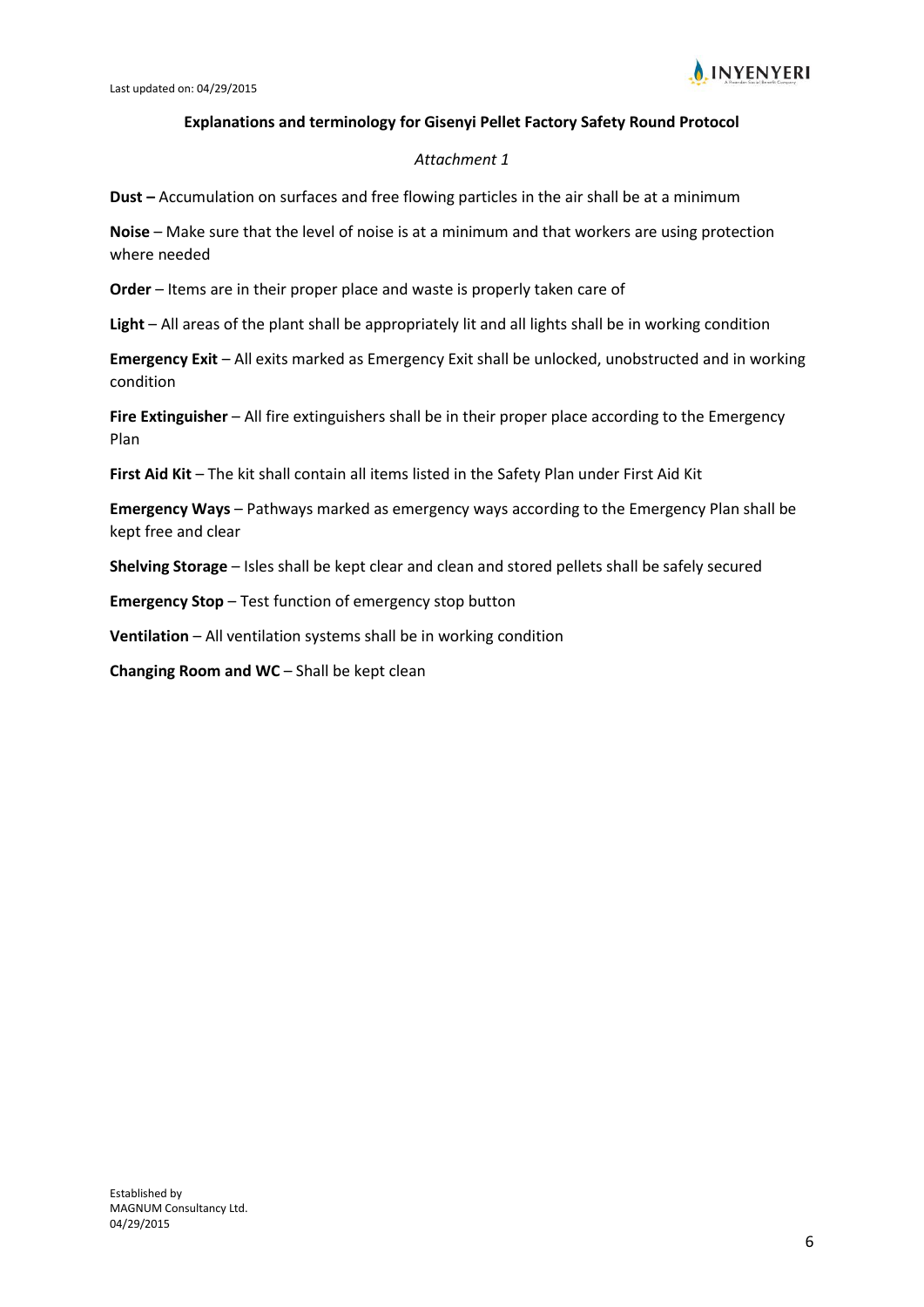**Explanations and terminology for Gisenyi Pellet Factory Safety Round Protocol**

*Attachment 1*

**Dust –** Accumulation on surfaces and free flowing particles in the air shall be at a minimum

**Noise** – Make sure that the level of noise is at a minimum and that workers are using protection where needed

**Order** – Items are in their proper place and waste is properly taken care of

**Light** – All areas of the plant shall be appropriately lit and all lights shall be in working condition

**Emergency Exit** – All exits marked as Emergency Exit shall be unlocked, unobstructed and in working condition

**Fire Extinguisher** – All fire extinguishers shall be in their proper place according to the Emergency Plan

**First Aid Kit** – The kit shall contain all items listed in the Safety Plan under First Aid Kit

**Emergency Ways** – Pathways marked as emergency ways according to the Emergency Plan shall be kept free and clear

**Shelving Storage** – Isles shall be kept clear and clean and stored pellets shall be safely secured

**Emergency Stop** – Test function of emergency stop button

**Ventilation** – All ventilation systems shall be in working condition

**Changing Room and WC** – Shall be kept clean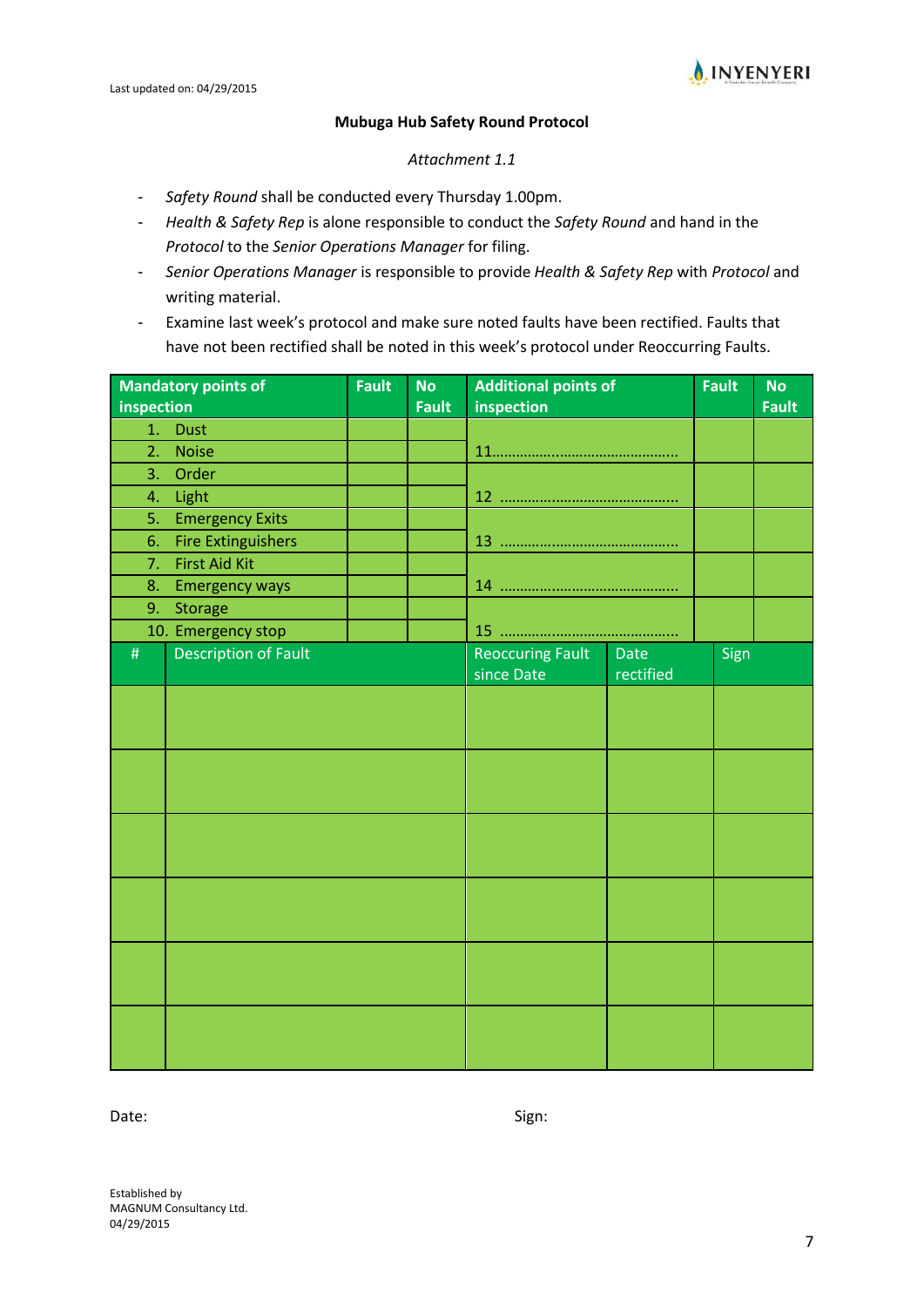Last updated on: 04/29/2015

## Mubuga Hub Safety Round Protocol

*Attachment 1.1*

- *Safety Round* shall be conducted every Thursday 1.00pm.
- *Health & Safety Rep* is alone responsible to conduct the *Safety Round* and hand in the *Protocol* to the *Senior Operations Manager* for filing.
- *Senior Operations Manager* is responsible to provide *Health & Safety Rep* with *Protocol* and writing material.
- Examine last week's protocol and make sure noted faults have been rectified. Faults that have not been rectified shall be noted in this week's protocol under Reoccurring Faults.

| Mandatory points of inspection | Fault | No Fault | Additional points of inspection | Fault | No Fault |
|---|---|---|---|---|---|
| 1. Dust | | | 11……………………………………….. | | |
| 2. Noise | | | | | |
| 3. Order | | | 12 ……………………………………… | | |
| 4. Light | | | | | |
| 5. Emergency Exits | | | 13 ……………………………………… | | |
| 6. Fire Extinguishers | | | | | |
| 7. First Aid Kit | | | 14 ……………………………………… | | |
| 8. Emergency ways | | | | | |
| 9. Storage | | | 15 ……………………………………… | | |
| 10. Emergency stop | | | | | |

| # | Description of Fault | Reoccuring Fault since Date | Date rectified | Sign |
|---|---|---|---|---|
| | | | | |
| | | | | |
| | | | | |
| | | | | |
| | | | | |
| | | | | |

Date: Sign:

Established by
MAGNUM Consultancy Ltd.
04/29/2015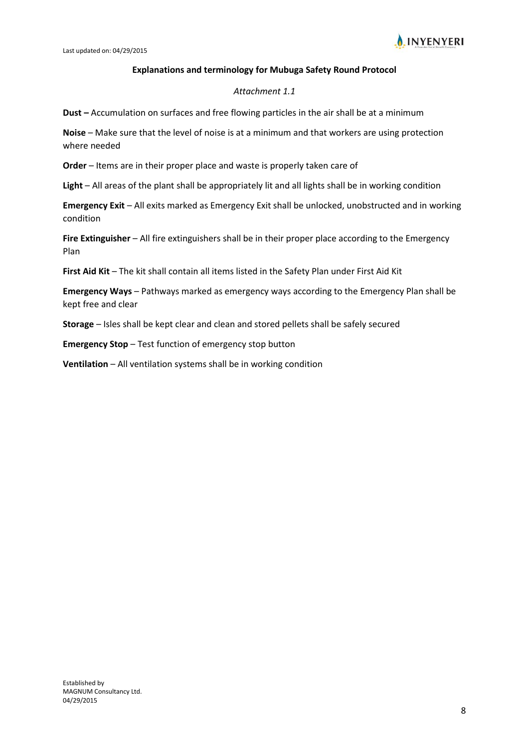## Explanations and terminology for Mubuga Safety Round Protocol

*Attachment 1.1*

**Dust –** Accumulation on surfaces and free flowing particles in the air shall be at a minimum

**Noise** – Make sure that the level of noise is at a minimum and that workers are using protection where needed

**Order** – Items are in their proper place and waste is properly taken care of

**Light** – All areas of the plant shall be appropriately lit and all lights shall be in working condition

**Emergency Exit** – All exits marked as Emergency Exit shall be unlocked, unobstructed and in working condition

**Fire Extinguisher** – All fire extinguishers shall be in their proper place according to the Emergency Plan

**First Aid Kit** – The kit shall contain all items listed in the Safety Plan under First Aid Kit

**Emergency Ways** – Pathways marked as emergency ways according to the Emergency Plan shall be kept free and clear

**Storage** – Isles shall be kept clear and clean and stored pellets shall be safely secured

**Emergency Stop** – Test function of emergency stop button

**Ventilation** – All ventilation systems shall be in working condition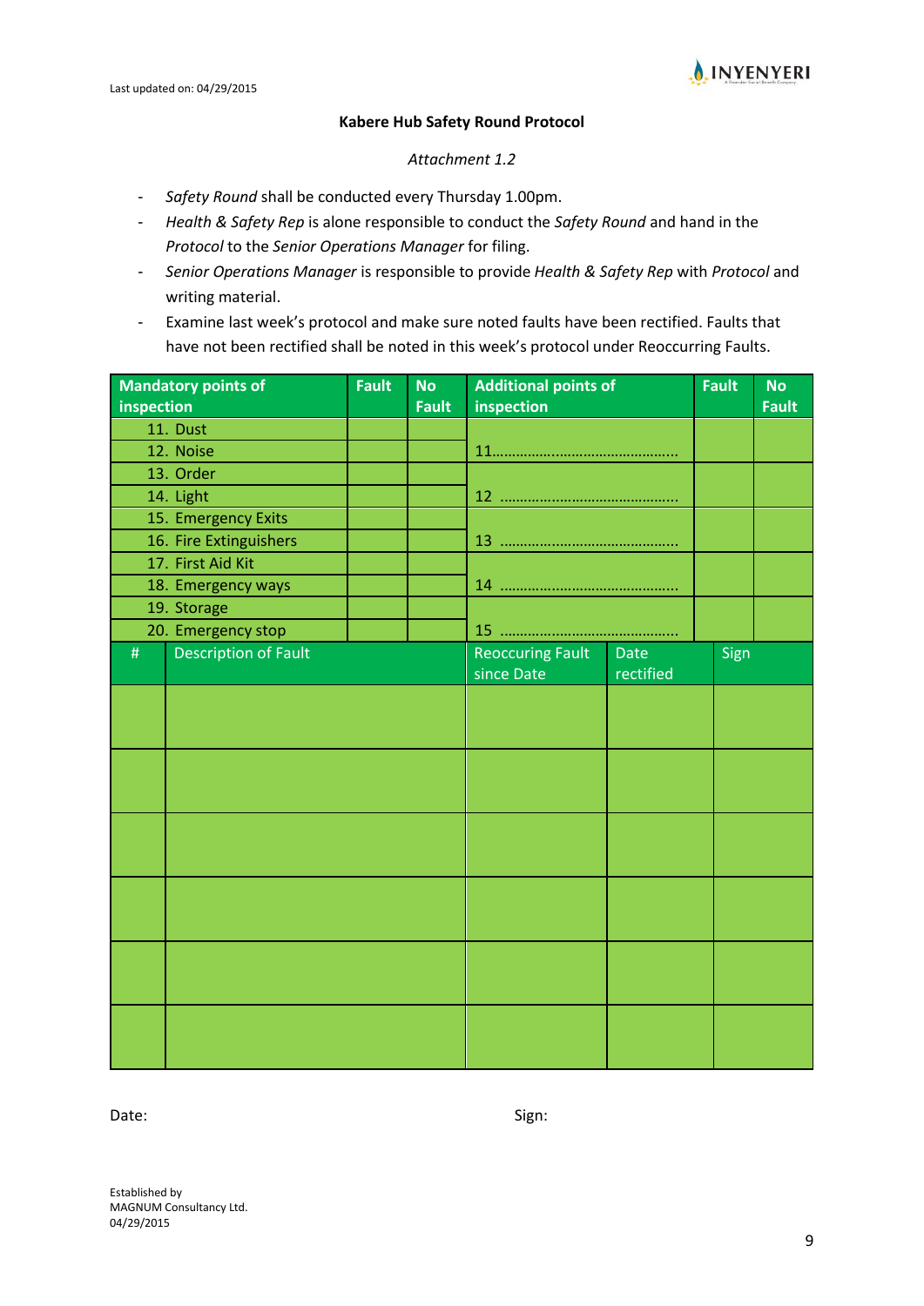Last updated on: 04/29/2015

**Kabere Hub Safety Round Protocol**

*Attachment 1.2*

- *Safety Round* shall be conducted every Thursday 1.00pm.
- *Health & Safety Rep* is alone responsible to conduct the *Safety Round* and hand in the *Protocol* to the *Senior Operations Manager* for filing.
- *Senior Operations Manager* is responsible to provide *Health & Safety Rep* with *Protocol* and writing material.
- Examine last week's protocol and make sure noted faults have been rectified. Faults that have not been rectified shall be noted in this week's protocol under Reoccurring Faults.

| Mandatory points of inspection | Fault | No Fault | Additional points of inspection | Fault | No Fault |
|---|---|---|---|---|---|
| 11. Dust | | | 11………………………………………… | | |
| 12. Noise | | | | | |
| 13. Order | | | 12 ……………………………………… | | |
| 14. Light | | | | | |
| 15. Emergency Exits | | | 13 ……………………………………… | | |
| 16. Fire Extinguishers | | | | | |
| 17. First Aid Kit | | | 14 ……………………………………… | | |
| 18. Emergency ways | | | | | |
| 19. Storage | | | 15 ……………………………………… | | |
| 20. Emergency stop | | | | | |

| # | Description of Fault | Reoccuring Fault since Date | Date rectified | Sign |
|---|---|---|---|---|
| | | | | |
| | | | | |
| | | | | |
| | | | | |
| | | | | |
| | | | | |

Date: Sign:

Established by
MAGNUM Consultancy Ltd.
04/29/2015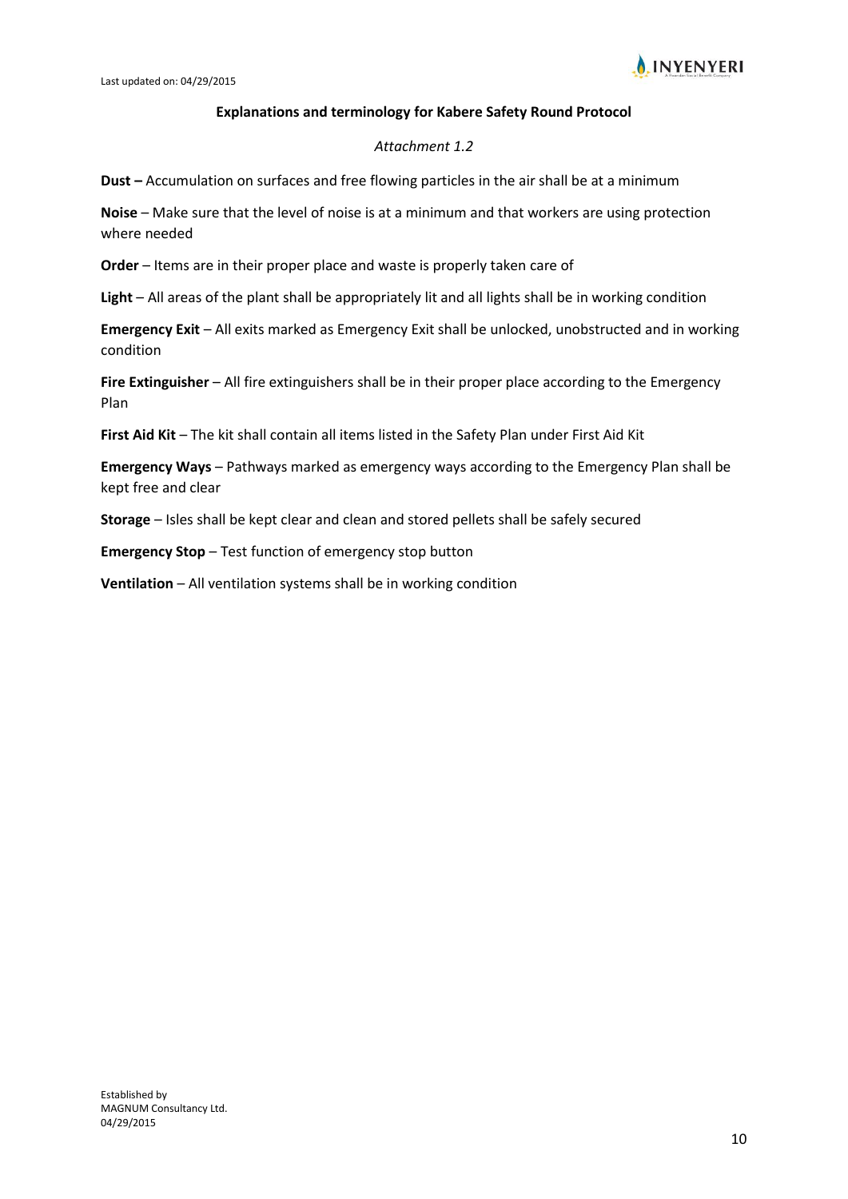## Explanations and terminology for Kabere Safety Round Protocol

*Attachment 1.2*

**Dust –** Accumulation on surfaces and free flowing particles in the air shall be at a minimum

**Noise** – Make sure that the level of noise is at a minimum and that workers are using protection where needed

**Order** – Items are in their proper place and waste is properly taken care of

**Light** – All areas of the plant shall be appropriately lit and all lights shall be in working condition

**Emergency Exit** – All exits marked as Emergency Exit shall be unlocked, unobstructed and in working condition

**Fire Extinguisher** – All fire extinguishers shall be in their proper place according to the Emergency Plan

**First Aid Kit** – The kit shall contain all items listed in the Safety Plan under First Aid Kit

**Emergency Ways** – Pathways marked as emergency ways according to the Emergency Plan shall be kept free and clear

**Storage** – Isles shall be kept clear and clean and stored pellets shall be safely secured

**Emergency Stop** – Test function of emergency stop button

**Ventilation** – All ventilation systems shall be in working condition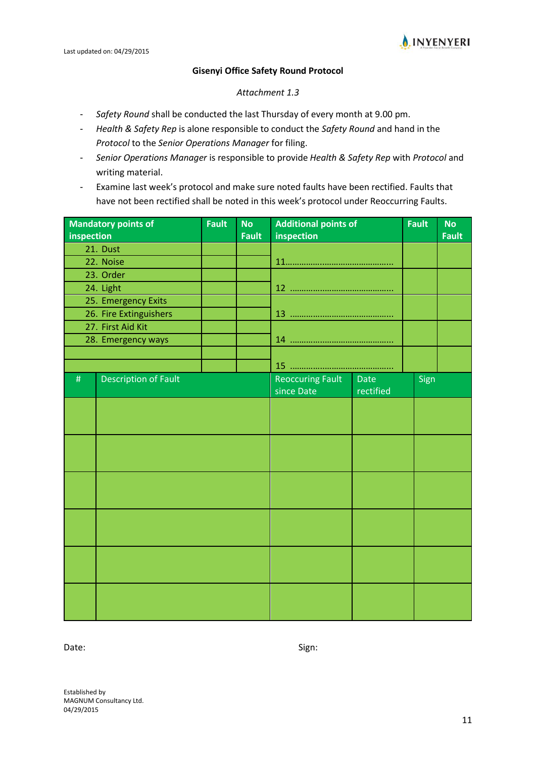Last updated on: 04/29/2015

**Gisenyi Office Safety Round Protocol**

*Attachment 1.3*

- *Safety Round* shall be conducted the last Thursday of every month at 9.00 pm.
- *Health & Safety Rep* is alone responsible to conduct the *Safety Round* and hand in the *Protocol* to the *Senior Operations Manager* for filing.
- *Senior Operations Manager* is responsible to provide *Health & Safety Rep* with *Protocol* and writing material.
- Examine last week's protocol and make sure noted faults have been rectified. Faults that have not been rectified shall be noted in this week's protocol under Reoccurring Faults.

| Mandatory points of inspection | Fault | No Fault | Additional points of inspection | Fault | No Fault |
|---|---|---|---|---|---|
| 21. Dust | | | 11………….…………………………… | | |
| 22. Noise | | | | | |
| 23. Order | | | 12 ……………………………………… | | |
| 24. Light | | | | | |
| 25. Emergency Exits | | | 13 ……………………………………… | | |
| 26. Fire Extinguishers | | | | | |
| 27. First Aid Kit | | | 14 ……………………………………… | | |
| 28. Emergency ways | | | | | |
| | | | 15 ……………………………………… | | |
| | | | | | |

| # | Description of Fault | Reoccuring Fault since Date | Date rectified | Sign |
|---|---|---|---|---|
| | | | | |
| | | | | |
| | | | | |
| | | | | |
| | | | | |
| | | | | |

Date: Sign:

Established by
MAGNUM Consultancy Ltd.
04/29/2015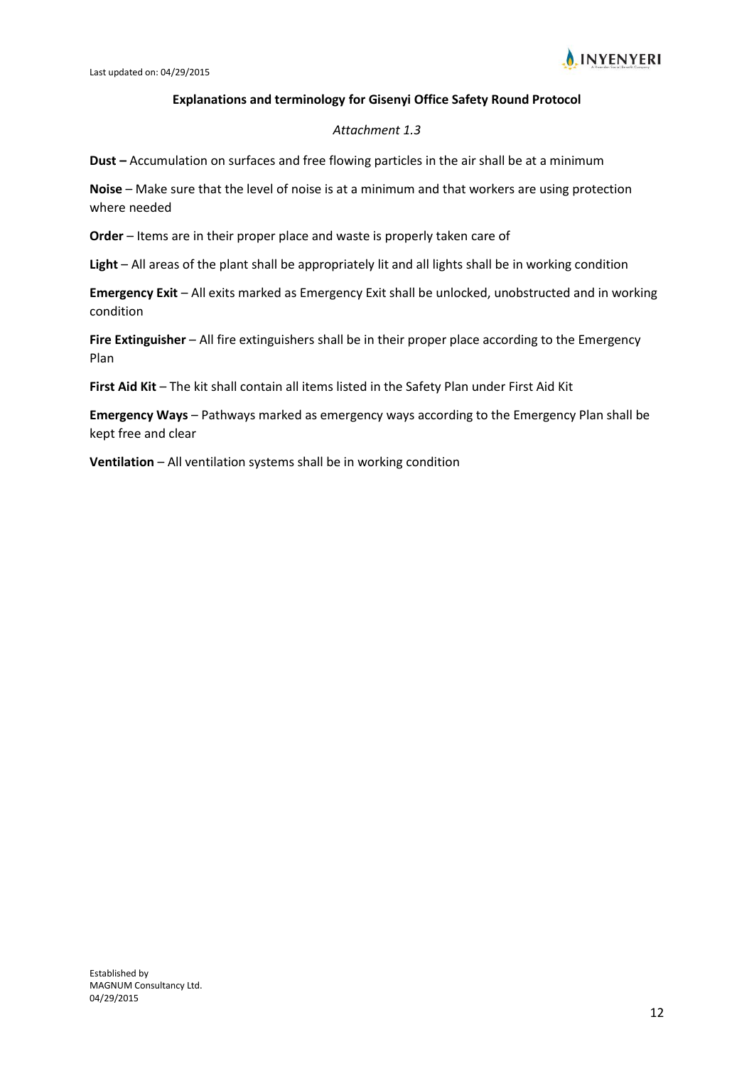**Explanations and terminology for Gisenyi Office Safety Round Protocol**

*Attachment 1.3*

**Dust –** Accumulation on surfaces and free flowing particles in the air shall be at a minimum

**Noise** – Make sure that the level of noise is at a minimum and that workers are using protection where needed

**Order** – Items are in their proper place and waste is properly taken care of

**Light** – All areas of the plant shall be appropriately lit and all lights shall be in working condition

**Emergency Exit** – All exits marked as Emergency Exit shall be unlocked, unobstructed and in working condition

**Fire Extinguisher** – All fire extinguishers shall be in their proper place according to the Emergency Plan

**First Aid Kit** – The kit shall contain all items listed in the Safety Plan under First Aid Kit

**Emergency Ways** – Pathways marked as emergency ways according to the Emergency Plan shall be kept free and clear

**Ventilation** – All ventilation systems shall be in working condition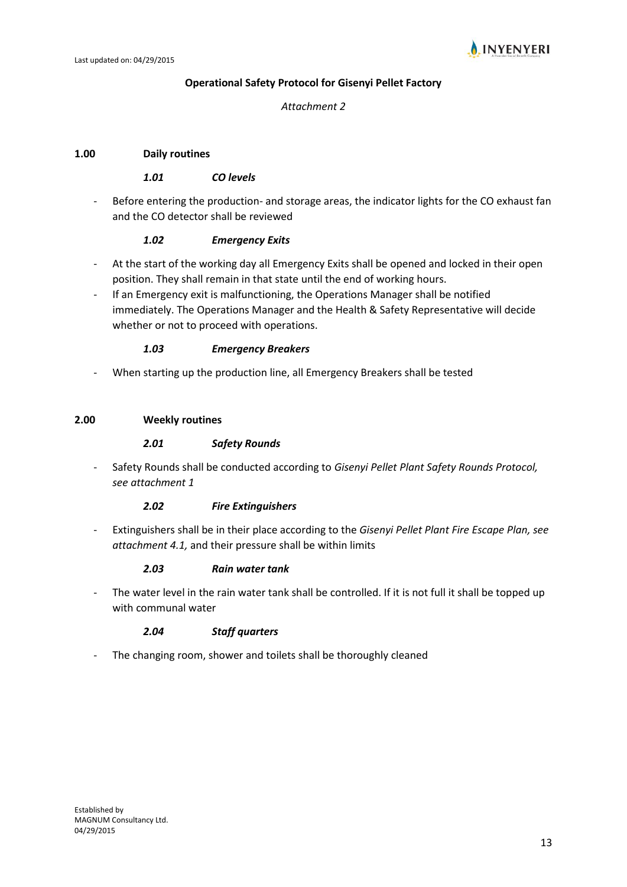**Operational Safety Protocol for Gisenyi Pellet Factory**

*Attachment 2*

## 1.00 Daily routines

### *1.01 CO levels*

- Before entering the production- and storage areas, the indicator lights for the CO exhaust fan and the CO detector shall be reviewed

### *1.02 Emergency Exits*

- At the start of the working day all Emergency Exits shall be opened and locked in their open position. They shall remain in that state until the end of working hours.
- If an Emergency exit is malfunctioning, the Operations Manager shall be notified immediately. The Operations Manager and the Health & Safety Representative will decide whether or not to proceed with operations.

### *1.03 Emergency Breakers*

- When starting up the production line, all Emergency Breakers shall be tested

## 2.00 Weekly routines

### *2.01 Safety Rounds*

- Safety Rounds shall be conducted according to *Gisenyi Pellet Plant Safety Rounds Protocol, see attachment 1*

### *2.02 Fire Extinguishers*

- Extinguishers shall be in their place according to the *Gisenyi Pellet Plant Fire Escape Plan, see attachment 4.1,* and their pressure shall be within limits

### *2.03 Rain water tank*

- The water level in the rain water tank shall be controlled. If it is not full it shall be topped up with communal water

### *2.04 Staff quarters*

- The changing room, shower and toilets shall be thoroughly cleaned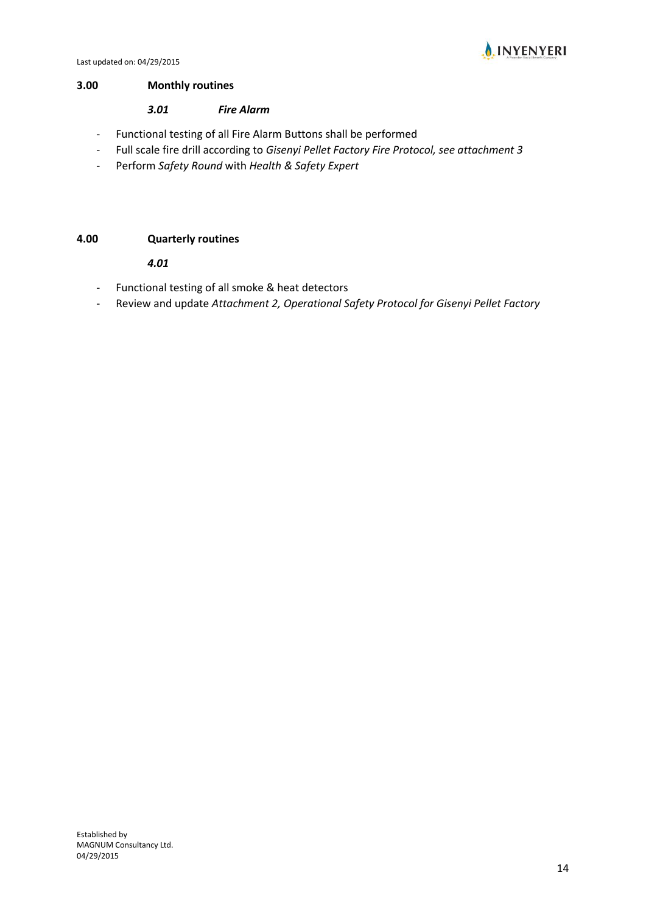## 3.00 Monthly routines

### *3.01 Fire Alarm*

- Functional testing of all Fire Alarm Buttons shall be performed
- Full scale fire drill according to *Gisenyi Pellet Factory Fire Protocol, see attachment 3*
- Perform *Safety Round* with *Health & Safety Expert*

## 4.00 Quarterly routines

### *4.01*

- Functional testing of all smoke & heat detectors
- Review and update *Attachment 2, Operational Safety Protocol for Gisenyi Pellet Factory*

Established by
MAGNUM Consultancy Ltd.
04/29/2015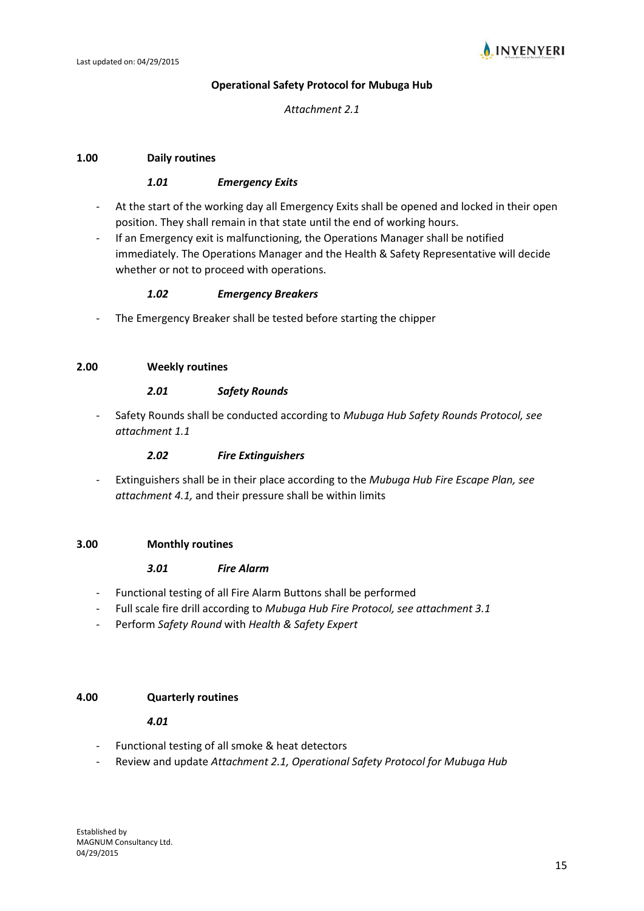**Operational Safety Protocol for Mubuga Hub**

*Attachment 2.1*

## 1.00 Daily routines

### *1.01 Emergency Exits*

- At the start of the working day all Emergency Exits shall be opened and locked in their open position. They shall remain in that state until the end of working hours.
- If an Emergency exit is malfunctioning, the Operations Manager shall be notified immediately. The Operations Manager and the Health & Safety Representative will decide whether or not to proceed with operations.

### *1.02 Emergency Breakers*

- The Emergency Breaker shall be tested before starting the chipper

## 2.00 Weekly routines

### *2.01 Safety Rounds*

- Safety Rounds shall be conducted according to *Mubuga Hub Safety Rounds Protocol, see attachment 1.1*

### *2.02 Fire Extinguishers*

- Extinguishers shall be in their place according to the *Mubuga Hub Fire Escape Plan, see attachment 4.1,* and their pressure shall be within limits

## 3.00 Monthly routines

### *3.01 Fire Alarm*

- Functional testing of all Fire Alarm Buttons shall be performed
- Full scale fire drill according to *Mubuga Hub Fire Protocol, see attachment 3.1*
- Perform *Safety Round* with *Health & Safety Expert*

## 4.00 Quarterly routines

### *4.01*

- Functional testing of all smoke & heat detectors
- Review and update *Attachment 2.1, Operational Safety Protocol for Mubuga Hub*

Established by
MAGNUM Consultancy Ltd.
04/29/2015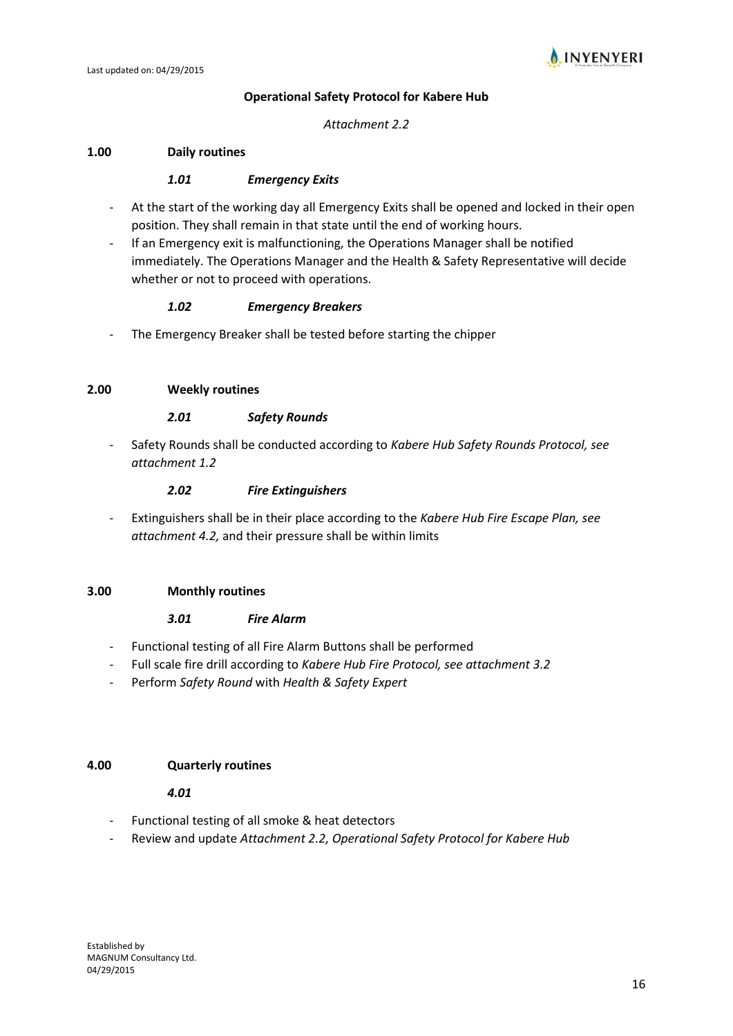**Operational Safety Protocol for Kabere Hub**

*Attachment 2.2*

## 1.00 Daily routines

### *1.01 Emergency Exits*

- At the start of the working day all Emergency Exits shall be opened and locked in their open position. They shall remain in that state until the end of working hours.
- If an Emergency exit is malfunctioning, the Operations Manager shall be notified immediately. The Operations Manager and the Health & Safety Representative will decide whether or not to proceed with operations.

### *1.02 Emergency Breakers*

- The Emergency Breaker shall be tested before starting the chipper

## 2.00 Weekly routines

### *2.01 Safety Rounds*

- Safety Rounds shall be conducted according to *Kabere Hub Safety Rounds Protocol, see attachment 1.2*

### *2.02 Fire Extinguishers*

- Extinguishers shall be in their place according to the *Kabere Hub Fire Escape Plan, see attachment 4.2,* and their pressure shall be within limits

## 3.00 Monthly routines

### *3.01 Fire Alarm*

- Functional testing of all Fire Alarm Buttons shall be performed
- Full scale fire drill according to *Kabere Hub Fire Protocol, see attachment 3.2*
- Perform *Safety Round* with *Health & Safety Expert*

## 4.00 Quarterly routines

### *4.01*

- Functional testing of all smoke & heat detectors
- Review and update *Attachment 2.2, Operational Safety Protocol for Kabere Hub*

Established by
MAGNUM Consultancy Ltd.
04/29/2015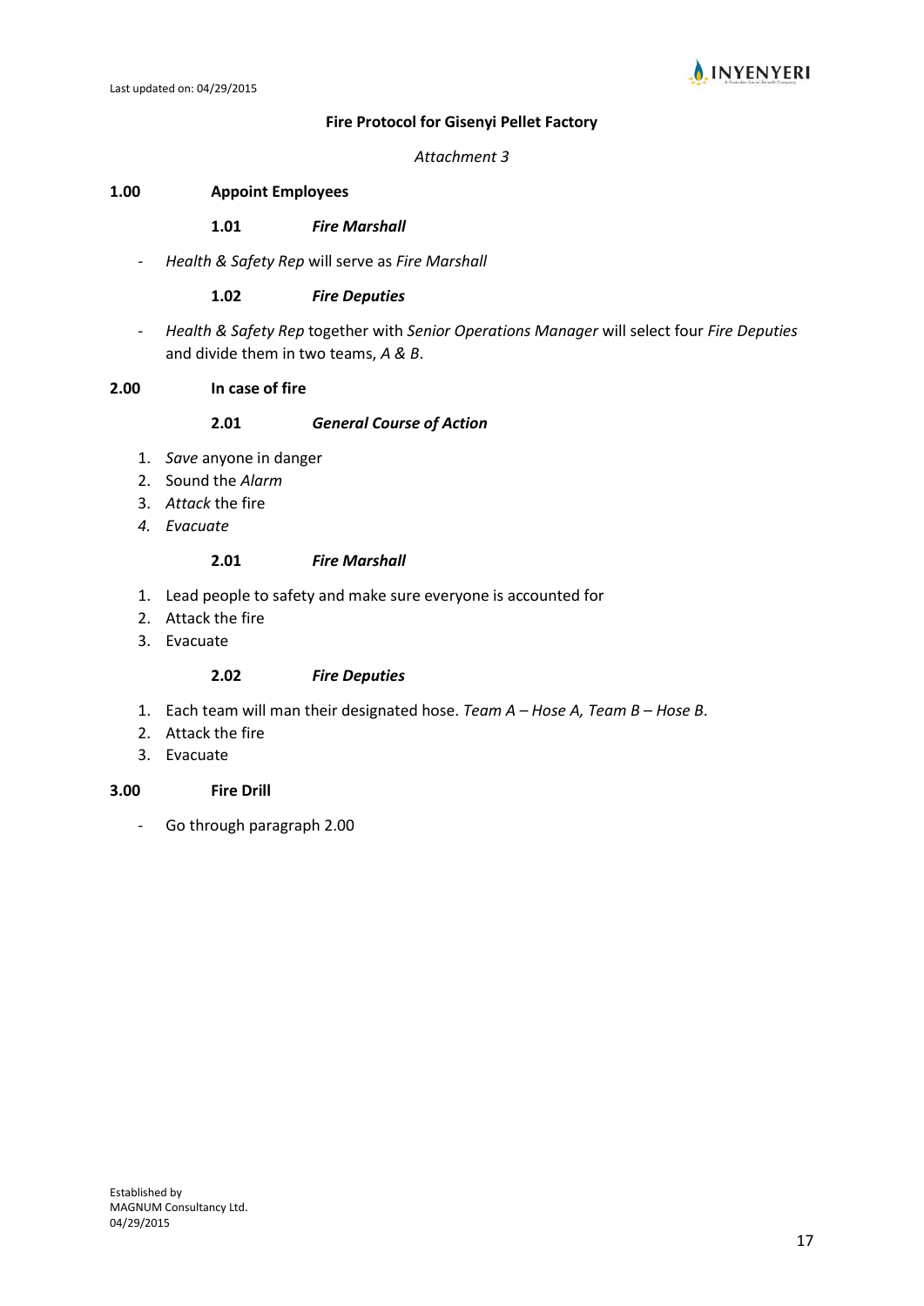Last updated on: 04/29/2015

**Fire Protocol for Gisenyi Pellet Factory**

*Attachment 3*

## 1.00 Appoint Employees

### 1.01 *Fire Marshall*

- *Health & Safety Rep* will serve as *Fire Marshall*

### 1.02 *Fire Deputies*

- *Health & Safety Rep* together with *Senior Operations Manager* will select four *Fire Deputies* and divide them in two teams, *A & B*.

## 2.00 In case of fire

### 2.01 *General Course of Action*

1. *Save* anyone in danger
2. Sound the *Alarm*
3. *Attack* the fire
4. *Evacuate*

### 2.01 *Fire Marshall*

1. Lead people to safety and make sure everyone is accounted for
2. Attack the fire
3. Evacuate

### 2.02 *Fire Deputies*

1. Each team will man their designated hose. *Team A – Hose A, Team B – Hose B*.
2. Attack the fire
3. Evacuate

## 3.00 Fire Drill

- Go through paragraph 2.00

Established by
MAGNUM Consultancy Ltd.
04/29/2015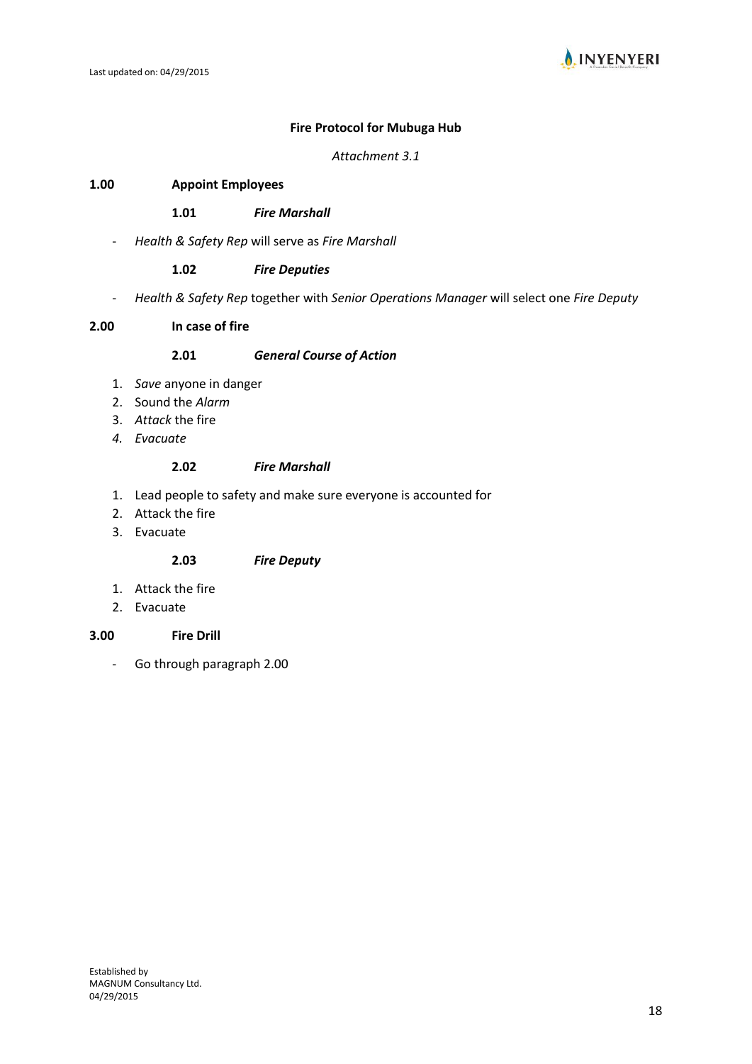**Fire Protocol for Mubuga Hub**

*Attachment 3.1*

**1.00 Appoint Employees**

**1.01 *Fire Marshall***

- *Health & Safety Rep* will serve as *Fire Marshall*

**1.02 *Fire Deputies***

- *Health & Safety Rep* together with *Senior Operations Manager* will select one *Fire Deputy*

**2.00 In case of fire**

**2.01 *General Course of Action***

1. *Save* anyone in danger
2. Sound the *Alarm*
3. *Attack* the fire
4. *Evacuate*

**2.02 *Fire Marshall***

1. Lead people to safety and make sure everyone is accounted for
2. Attack the fire
3. Evacuate

**2.03 *Fire Deputy***

1. Attack the fire
2. Evacuate

**3.00 Fire Drill**

- Go through paragraph 2.00

Established by
MAGNUM Consultancy Ltd.
04/29/2015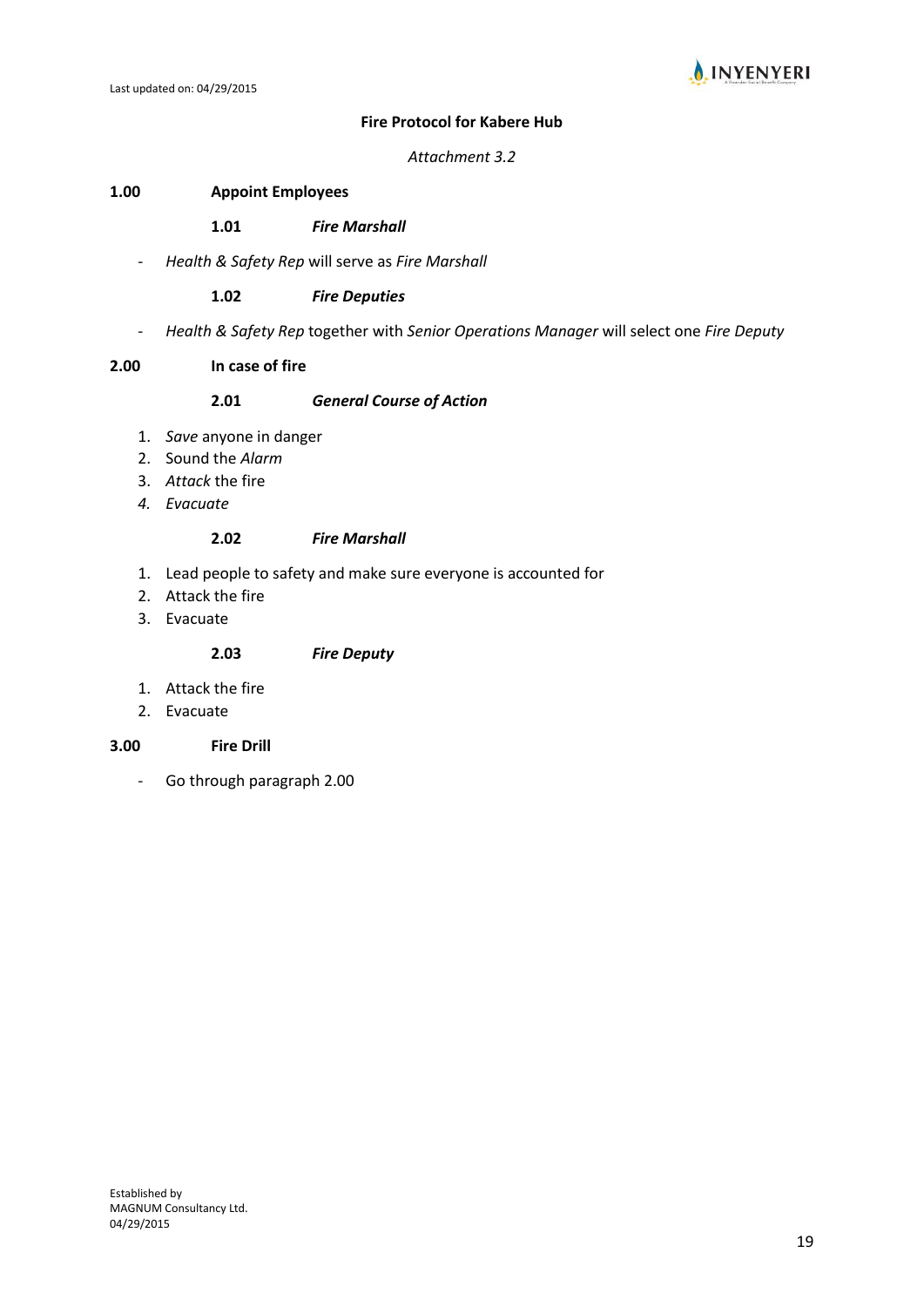## Fire Protocol for Kabere Hub

*Attachment 3.2*

### 1.00 Appoint Employees

#### 1.01 *Fire Marshall*

- *Health & Safety Rep* will serve as *Fire Marshall*

#### 1.02 *Fire Deputies*

- *Health & Safety Rep* together with *Senior Operations Manager* will select one *Fire Deputy*

### 2.00 In case of fire

#### 2.01 *General Course of Action*

1. *Save* anyone in danger
2. Sound the *Alarm*
3. *Attack* the fire
4. *Evacuate*

#### 2.02 *Fire Marshall*

1. Lead people to safety and make sure everyone is accounted for
2. Attack the fire
3. Evacuate

#### 2.03 *Fire Deputy*

1. Attack the fire
2. Evacuate

### 3.00 Fire Drill

- Go through paragraph 2.00

Established by
MAGNUM Consultancy Ltd.
04/29/2015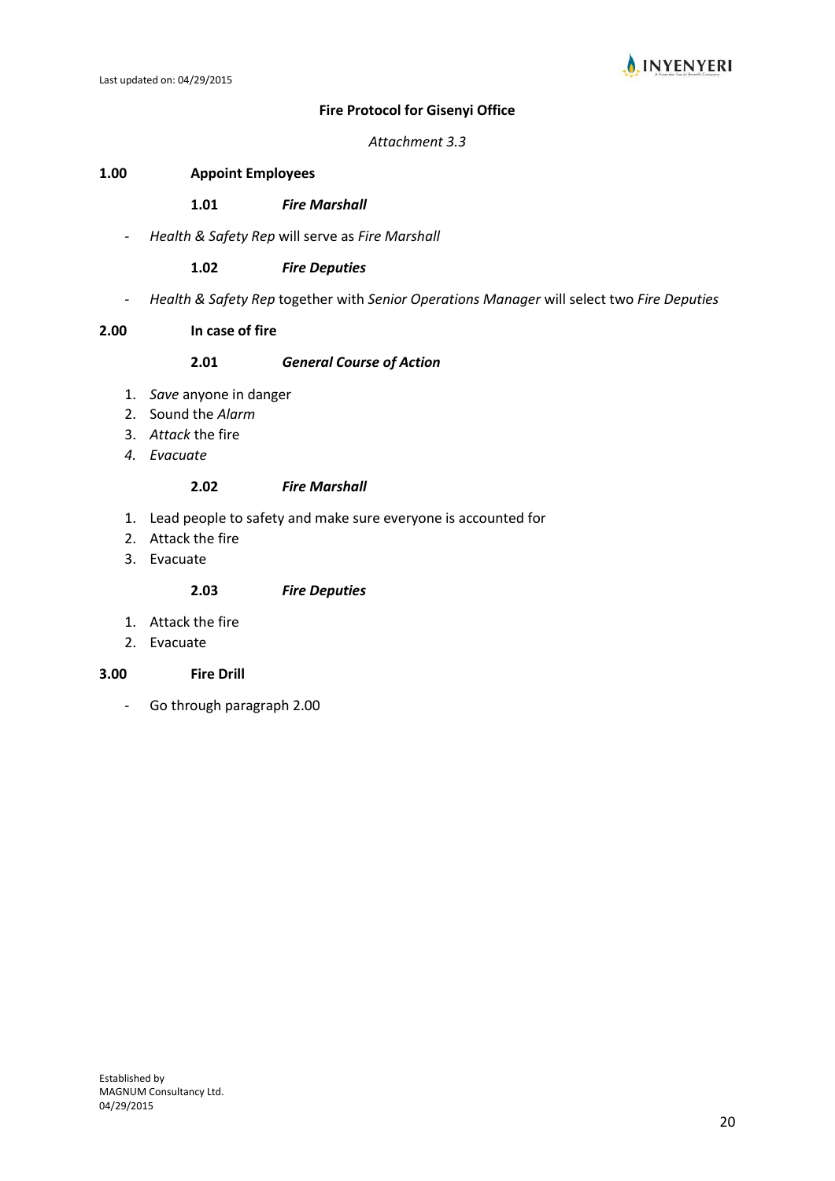**Fire Protocol for Gisenyi Office**

*Attachment 3.3*

**1.00 Appoint Employees**

**1.01 *Fire Marshall***

- *Health & Safety Rep* will serve as *Fire Marshall*

**1.02 *Fire Deputies***

- *Health & Safety Rep* together with *Senior Operations Manager* will select two *Fire Deputies*

**2.00 In case of fire**

**2.01 *General Course of Action***

1. *Save* anyone in danger
2. Sound the *Alarm*
3. *Attack* the fire
4. *Evacuate*

**2.02 *Fire Marshall***

1. Lead people to safety and make sure everyone is accounted for
2. Attack the fire
3. Evacuate

**2.03 *Fire Deputies***

1. Attack the fire
2. Evacuate

**3.00 Fire Drill**

- Go through paragraph 2.00

Established by
MAGNUM Consultancy Ltd.
04/29/2015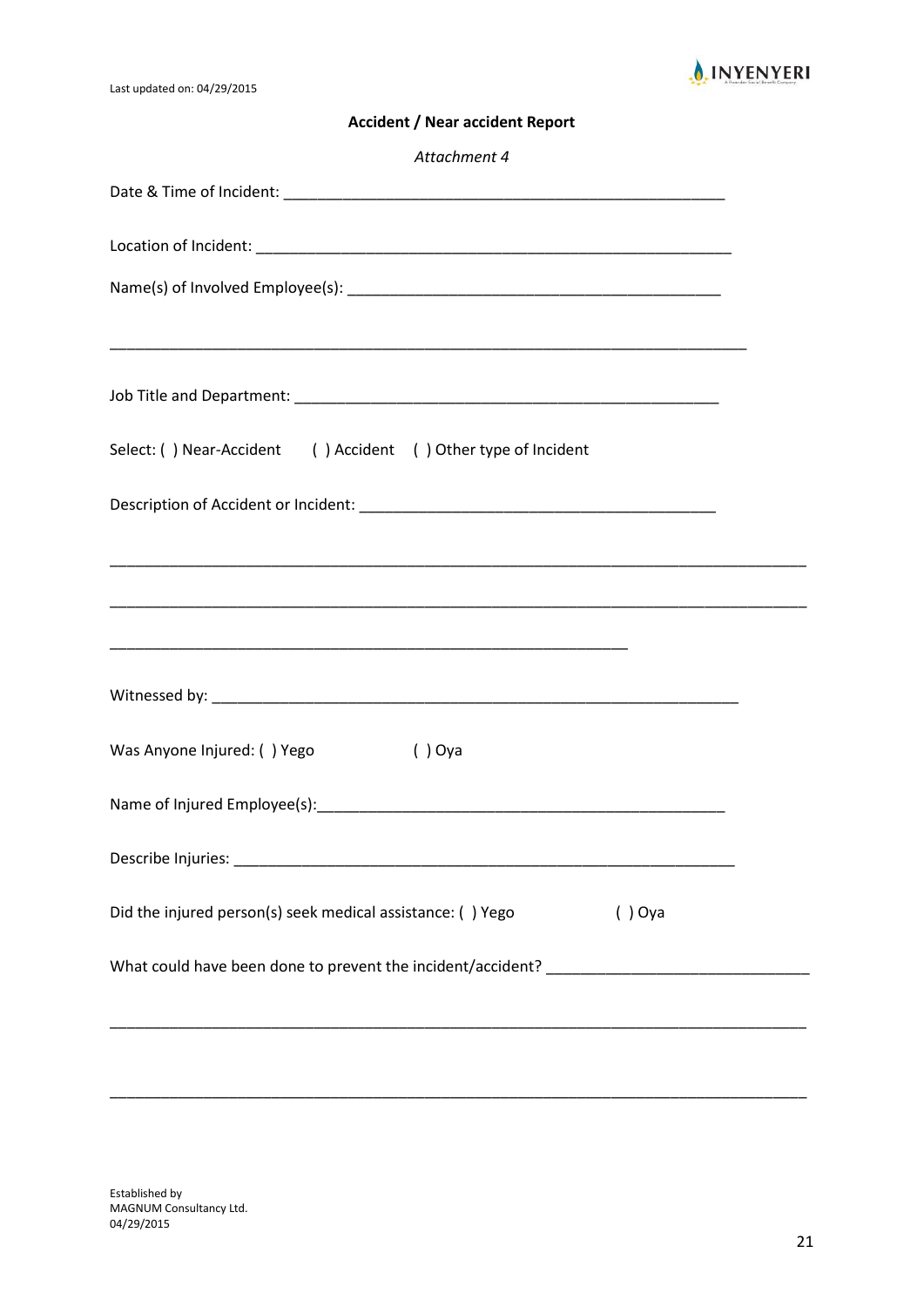Last updated on: 04/29/2015

**Accident / Near accident Report**

*Attachment 4*

Date & Time of Incident: ____________________________________________________

Location of Incident: ________________________________________________________

Name(s) of Involved Employee(s): ____________________________________________

_____________________________________________________________________________

Job Title and Department: ___________________________________________________

Select: ( ) Near-Accident ( ) Accident ( ) Other type of Incident

Description of Accident or Incident: ________________________________________

_____________________________________________________________________________

_____________________________________________________________________________

_____________________________________________________________

Witnessed by: _______________________________________________________________

Was Anyone Injured: ( ) Yego ( ) Oya

Name of Injured Employee(s):_________________________________________________

Describe Injuries: __________________________________________________________

Did the injured person(s) seek medical assistance: ( ) Yego ( ) Oya

What could have been done to prevent the incident/accident? ______________________________

_____________________________________________________________________________

_____________________________________________________________________________

Established by
MAGNUM Consultancy Ltd.
04/29/2015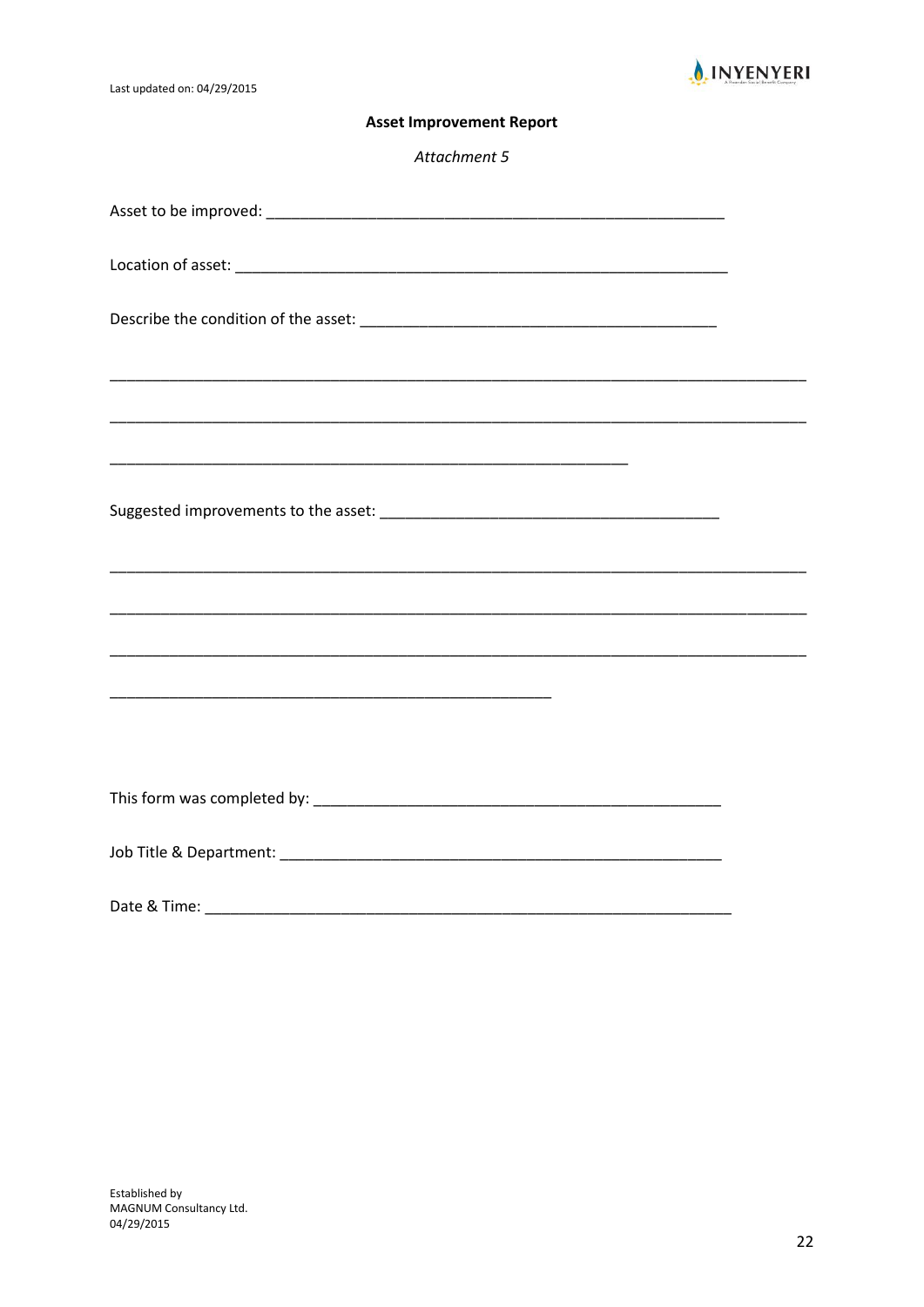**Asset Improvement Report**

*Attachment 5*

Asset to be improved: ________________________________________________________

Location of asset: ____________________________________________________________

Describe the condition of the asset: ____________________________________________

_____________________________________________________________________________________

_____________________________________________________________________________________

_______________________________________________________________

Suggested improvements to the asset: __________________________________________

_____________________________________________________________________________________

_____________________________________________________________________________________

_____________________________________________________________________________________

______________________________________________________

This form was completed by: _________________________________________________

Job Title & Department: _____________________________________________________

Date & Time: _________________________________________________________________

Established by
MAGNUM Consultancy Ltd.
04/29/2015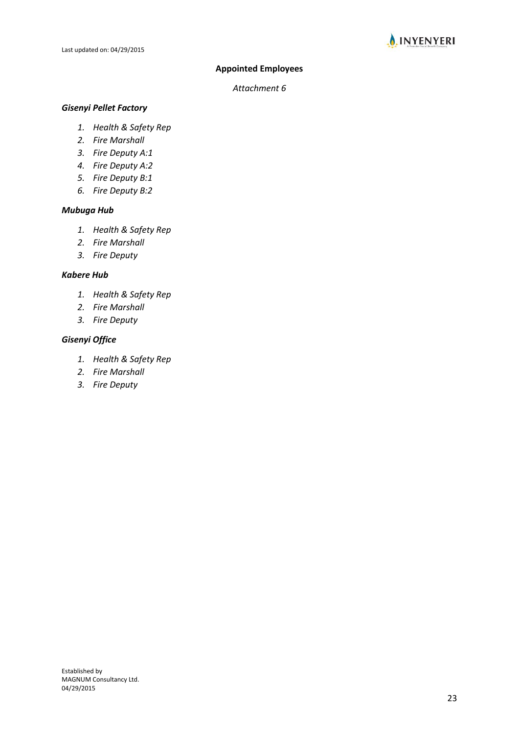## Appointed Employees

*Attachment 6*

***Gisenyi Pellet Factory***

1. *Health & Safety Rep*
2. *Fire Marshall*
3. *Fire Deputy A:1*
4. *Fire Deputy A:2*
5. *Fire Deputy B:1*
6. *Fire Deputy B:2*

***Mubuga Hub***

1. *Health & Safety Rep*
2. *Fire Marshall*
3. *Fire Deputy*

***Kabere Hub***

1. *Health & Safety Rep*
2. *Fire Marshall*
3. *Fire Deputy*

***Gisenyi Office***

1. *Health & Safety Rep*
2. *Fire Marshall*
3. *Fire Deputy*